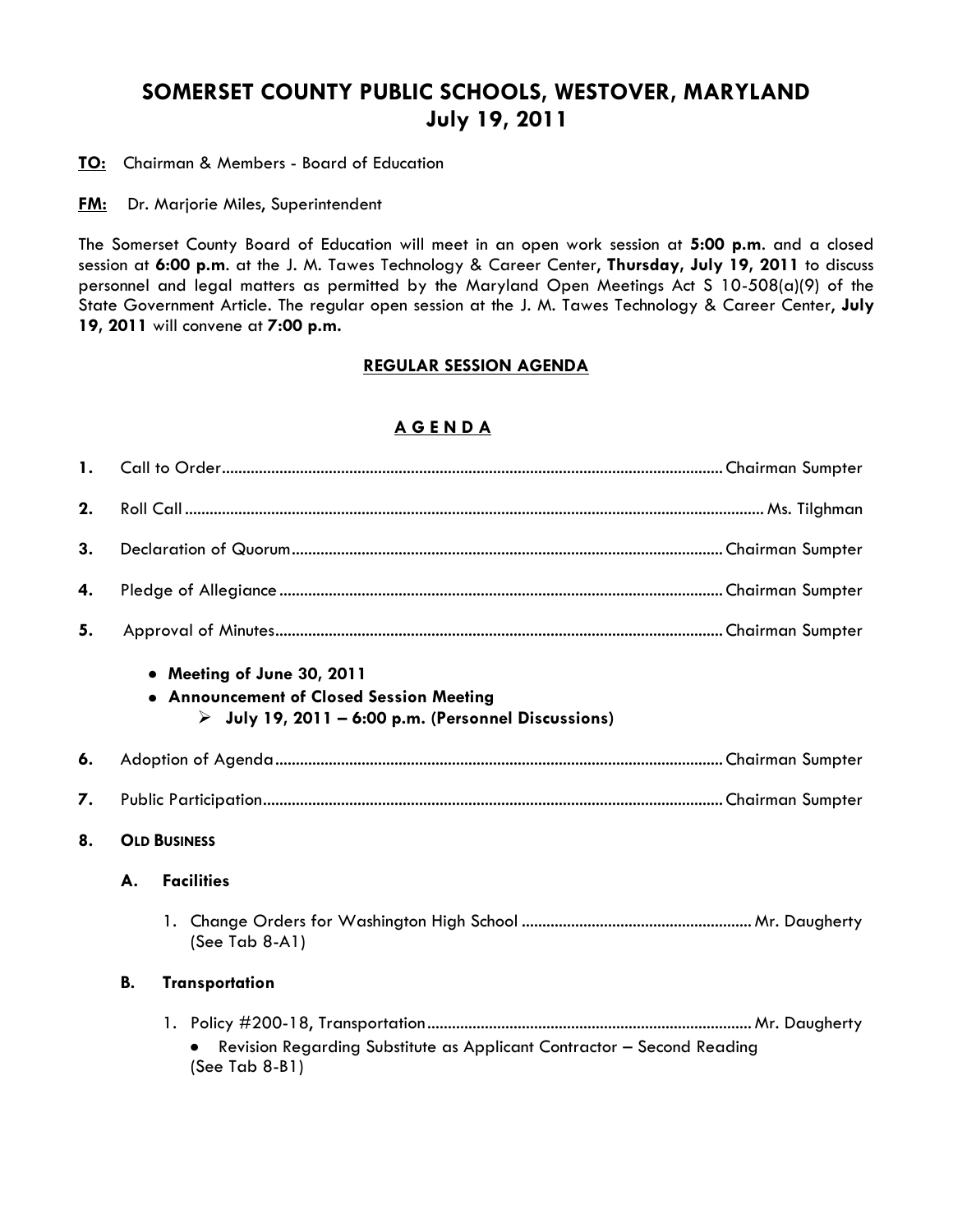# SOMERSET COUNTY PUBLIC SCHOOLS, WESTOVER, MARYLAND
## July 19, 2011

**TO:** Chairman & Members - Board of Education

**FM:** Dr. Marjorie Miles, Superintendent

The Somerset County Board of Education will meet in an open work session at **5:00 p.m**. and a closed session at **6:00 p.m**. at the J. M. Tawes Technology & Career Center**, Thursday, July 19, 2011** to discuss personnel and legal matters as permitted by the Maryland Open Meetings Act S 10-508(a)(9) of the State Government Article. The regular open session at the J. M. Tawes Technology & Career Center**, July 19, 2011** will convene at **7:00 p.m.**

### REGULAR SESSION AGENDA

### A G E N D A

**1.** Call to Order........................................................................................................ Chairman Sumpter

**2.** Roll Call ........................................................................................................................ Ms. Tilghman

**3.** Declaration of Quorum..................................................................................... Chairman Sumpter

**4.** Pledge of Allegiance ......................................................................................... Chairman Sumpter

**5.** Approval of Minutes.......................................................................................... Chairman Sumpter

- **Meeting of June 30, 2011**
- **Announcement of Closed Session Meeting**
  - **July 19, 2011 – 6:00 p.m. (Personnel Discussions)**

**6.** Adoption of Agenda.......................................................................................... Chairman Sumpter

**7.** Public Participation............................................................................................ Chairman Sumpter

**8.** **OLD BUSINESS**

**A. Facilities**

1. Change Orders for Washington High School ...................................................... Mr. Daugherty
   (See Tab 8-A1)

**B. Transportation**

1. Policy #200-18, Transportation............................................................................ Mr. Daugherty
   - Revision Regarding Substitute as Applicant Contractor – Second Reading
   (See Tab 8-B1)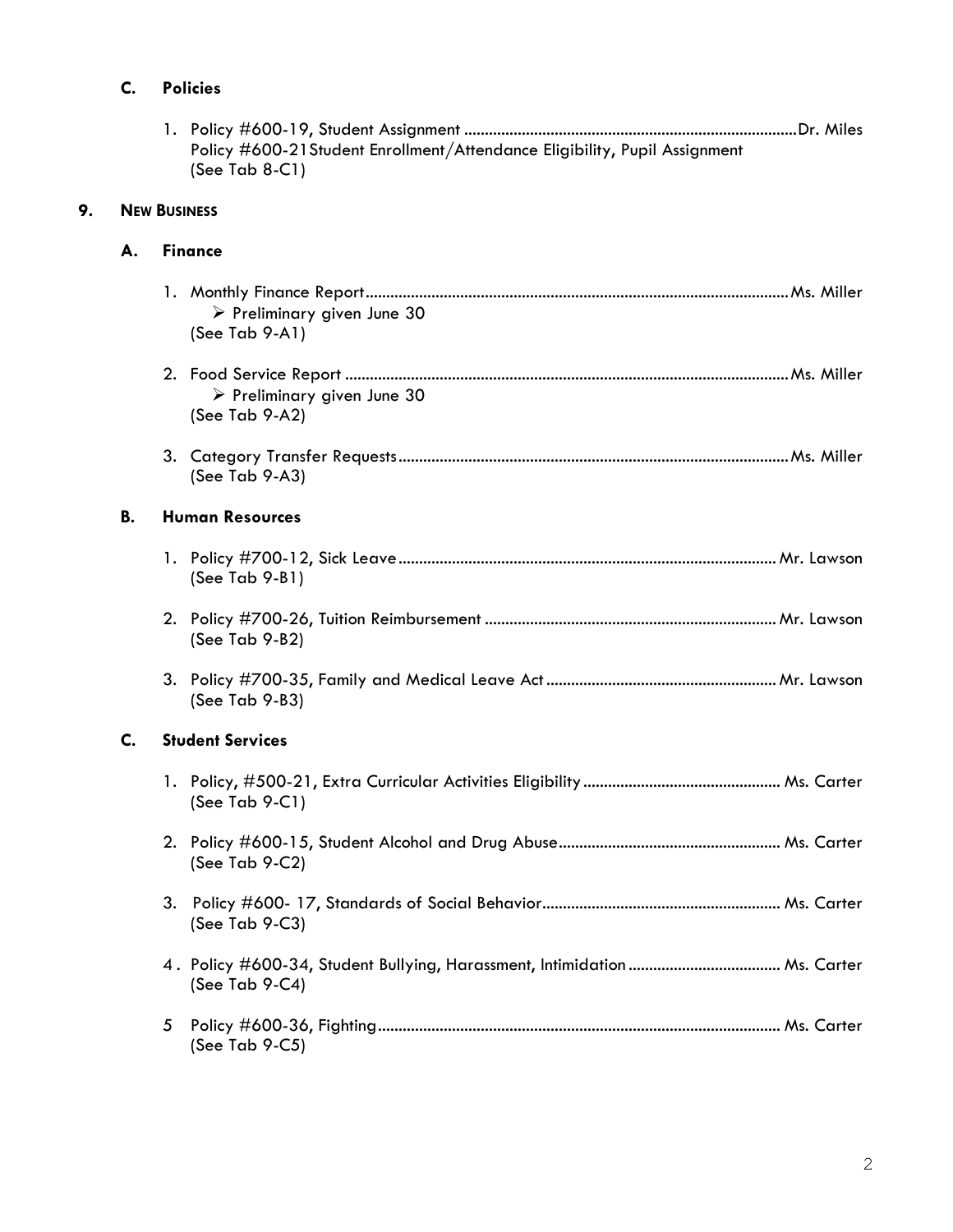### C. Policies

1. Policy #600-19, Student Assignment ................................................................................Dr. Miles
   Policy #600-21Student Enrollment/Attendance Eligibility, Pupil Assignment
   (See Tab 8-C1)

## 9. NEW BUSINESS

### A. Finance

1. Monthly Finance Report.....................................................................................................Ms. Miller
   - ➢ Preliminary given June 30
   
   (See Tab 9-A1)

2. Food Service Report ..........................................................................................................Ms. Miller
   - ➢ Preliminary given June 30
   
   (See Tab 9-A2)

3. Category Transfer Requests.............................................................................................Ms. Miller
   (See Tab 9-A3)

### B. Human Resources

1. Policy #700-12, Sick Leave.......................................................................................... Mr. Lawson
   (See Tab 9-B1)

2. Policy #700-26, Tuition Reimbursement ...................................................................... Mr. Lawson
   (See Tab 9-B2)

3. Policy #700-35, Family and Medical Leave Act ....................................................... Mr. Lawson
   (See Tab 9-B3)

### C. Student Services

1. Policy, #500-21, Extra Curricular Activities Eligibility ............................................... Ms. Carter
   (See Tab 9-C1)

2. Policy #600-15, Student Alcohol and Drug Abuse..................................................... Ms. Carter
   (See Tab 9-C2)

3. Policy #600- 17, Standards of Social Behavior......................................................... Ms. Carter
   (See Tab 9-C3)

4. Policy #600-34, Student Bullying, Harassment, Intimidation .................................... Ms. Carter
   (See Tab 9-C4)

5. Policy #600-36, Fighting................................................................................................ Ms. Carter
   (See Tab 9-C5)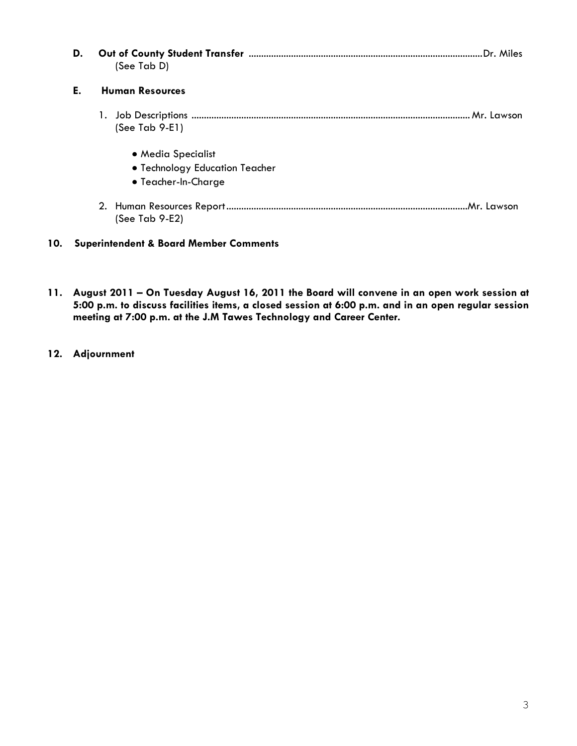**D. Out of County Student Transfer** ........................................................................................Dr. Miles
(See Tab D)

**E. Human Resources**

1. Job Descriptions ........................................................................................................ Mr. Lawson
   (See Tab 9-E1)

   - Media Specialist
   - Technology Education Teacher
   - Teacher-In-Charge

2. Human Resources Report........................................................................................Mr. Lawson
   (See Tab 9-E2)

**10. Superintendent & Board Member Comments**

**11. August 2011 – On Tuesday August 16, 2011 the Board will convene in an open work session at 5:00 p.m. to discuss facilities items, a closed session at 6:00 p.m. and in an open regular session meeting at 7:00 p.m. at the J.M Tawes Technology and Career Center.**

**12. Adjournment**